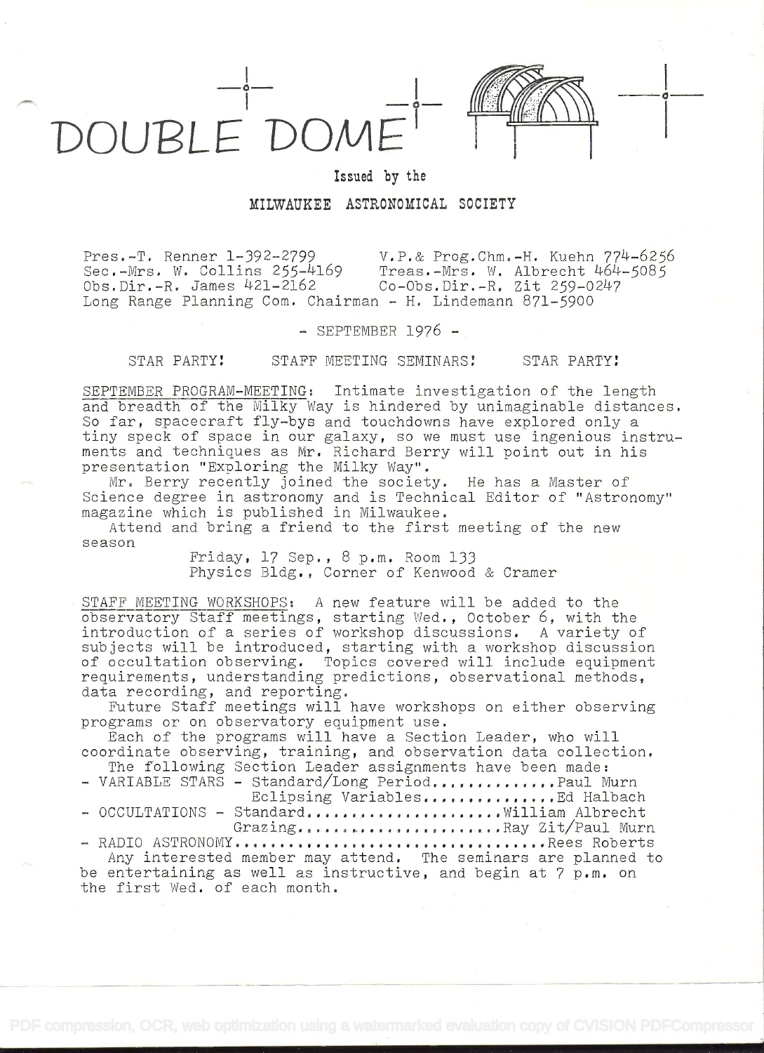# DOUBLE DOME

Issued by the

MILWAUKEE ASTRONOMICAL SOCIETY

Pres.-T. Renner 1-392-2799 V.P.& Prog.Chm.-H. Kuehn 774-6256
Sec.-Mrs. W. Collins 255-4169 Treas.-Mrs. W. Albrecht 464-5085
Obs.Dir.-R. James 421-2162 Co-Obs.Dir.-R. Zit 259-0247
Long Range Planning Com. Chairman - H. Lindemann 871-5900

\- SEPTEMBER 1976 -

STAR PARTY! STAFF MEETING SEMINARS! STAR PARTY!

SEPTEMBER PROGRAM-MEETING: Intimate investigation of the length and breadth of the Milky Way is hindered by unimaginable distances. So far, spacecraft fly-bys and touchdowns have explored only a tiny speck of space in our galaxy, so we must use ingenious instruments and techniques as Mr. Richard Berry will point out in his presentation "Exploring the Milky Way".

Mr. Berry recently joined the society. He has a Master of Science degree in astronomy and is Technical Editor of "Astronomy" magazine which is published in Milwaukee.

Attend and bring a friend to the first meeting of the new season

Friday, 17 Sep., 8 p.m. Room 133
Physics Bldg., Corner of Kenwood & Cramer

STAFF MEETING WORKSHOPS: A new feature will be added to the observatory Staff meetings, starting Wed., October 6, with the introduction of a series of workshop discussions. A variety of subjects will be introduced, starting with a workshop discussion of occultation observing. Topics covered will include equipment requirements, understanding predictions, observational methods, data recording, and reporting.

Future Staff meetings will have workshops on either observing programs or on observatory equipment use.

Each of the programs will have a Section Leader, who will coordinate observing, training, and observation data collection.

The following Section Leader assignments have been made:

- VARIABLE STARS - Standard/Long Period..............Paul Murn
  Eclipsing Variables..............Ed Halbach
- OCCULTATIONS - Standard......................William Albrecht
  Grazing......................Ray Zit/Paul Murn
- RADIO ASTRONOMY..................................Rees Roberts

Any interested member may attend. The seminars are planned to be entertaining as well as instructive, and begin at 7 p.m. on the first Wed. of each month.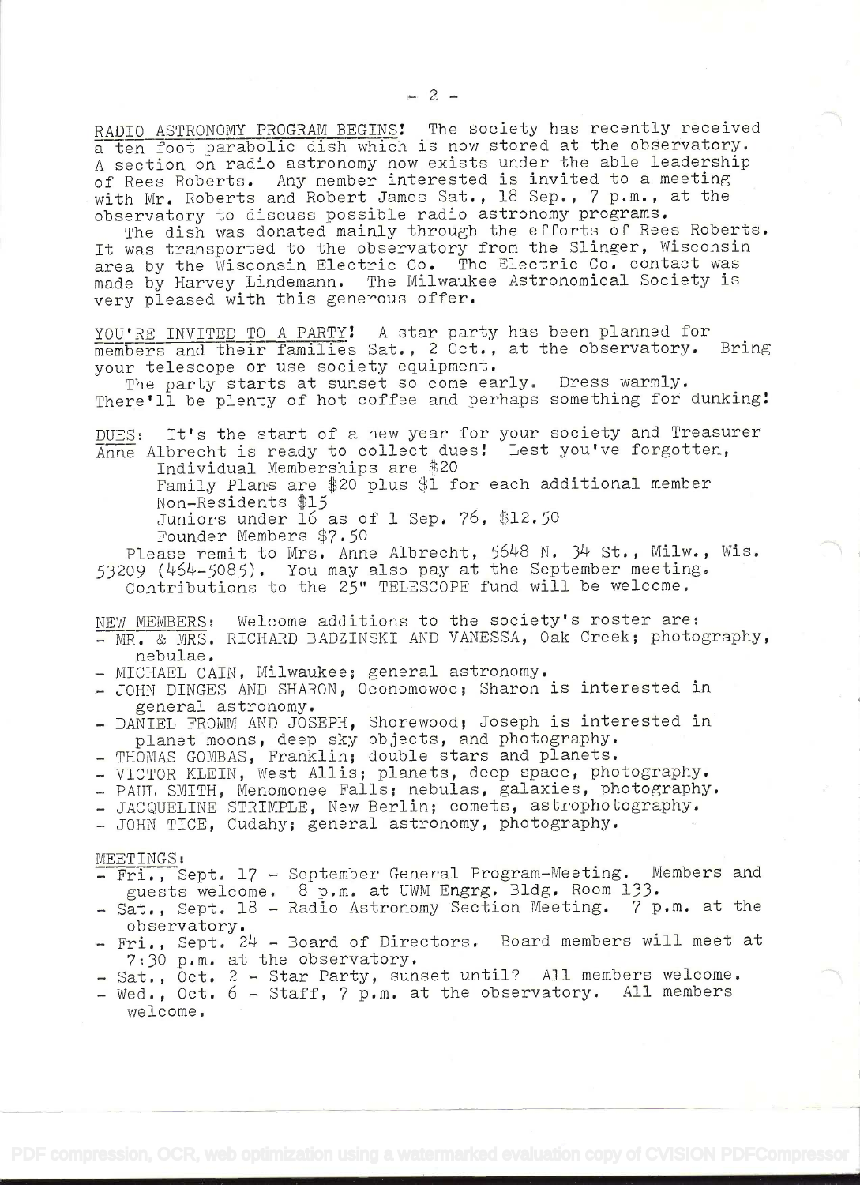RADIO ASTRONOMY PROGRAM BEGINS! The society has recently received a ten foot parabolic dish which is now stored at the observatory. A section on radio astronomy now exists under the able leadership of Rees Roberts. Any member interested is invited to a meeting with Mr. Roberts and Robert James Sat., 18 Sep., 7 p.m., at the observatory to discuss possible radio astronomy programs.

The dish was donated mainly through the efforts of Rees Roberts. It was transported to the observatory from the Slinger, Wisconsin area by the Wisconsin Electric Co. The Electric Co. contact was made by Harvey Lindemann. The Milwaukee Astronomical Society is very pleased with this generous offer.

YOU'RE INVITED TO A PARTY! A star party has been planned for members and their families Sat., 2 Oct., at the observatory. Bring your telescope or use society equipment.

The party starts at sunset so come early. Dress warmly. There'll be plenty of hot coffee and perhaps something for dunking!

DUES: It's the start of a new year for your society and Treasurer Anne Albrecht is ready to collect dues! Lest you've forgotten,

Individual Memberships are $20
Family Plans are $20 plus $1 for each additional member
Non-Residents $15
Juniors under 16 as of 1 Sep. 76, $12.50
Founder Members $7.50

Please remit to Mrs. Anne Albrecht, 5648 N. 34 St., Milw., Wis. 53209 (464-5085). You may also pay at the September meeting.

Contributions to the 25" TELESCOPE fund will be welcome.

NEW MEMBERS: Welcome additions to the society's roster are:

- MR. & MRS. RICHARD BADZINSKI AND VANESSA, Oak Creek; photography, nebulae.
- MICHAEL CAIN, Milwaukee; general astronomy.
- JOHN DINGES AND SHARON, Oconomowoc; Sharon is interested in general astronomy.
- DANIEL FROMM AND JOSEPH, Shorewood; Joseph is interested in planet moons, deep sky objects, and photography.
- THOMAS GOMBAS, Franklin; double stars and planets.
- VICTOR KLEIN, West Allis; planets, deep space, photography.
- PAUL SMITH, Menomonee Falls; nebulas, galaxies, photography.
- JACQUELINE STRIMPLE, New Berlin; comets, astrophotography.
- JOHN TICE, Cudahy; general astronomy, photography.

MEETINGS:

- Fri., Sept. 17 - September General Program-Meeting. Members and guests welcome. 8 p.m. at UWM Engrg. Bldg. Room 133.
- Sat., Sept. 18 - Radio Astronomy Section Meeting. 7 p.m. at the observatory.
- Fri., Sept. 24 - Board of Directors. Board members will meet at 7:30 p.m. at the observatory.
- Sat., Oct. 2 - Star Party, sunset until? All members welcome.
- Wed., Oct. 6 - Staff, 7 p.m. at the observatory. All members welcome.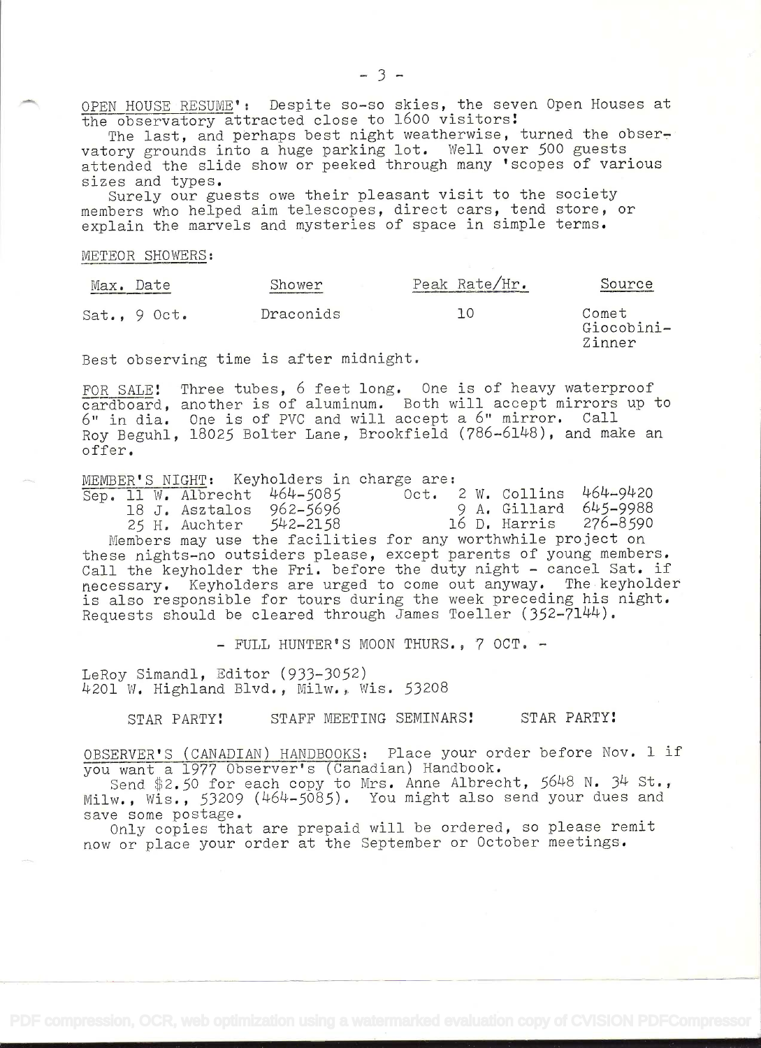OPEN HOUSE RESUME': Despite so-so skies, the seven Open Houses at the observatory attracted close to 1600 visitors!

The last, and perhaps best night weatherwise, turned the observatory grounds into a huge parking lot. Well over 500 guests attended the slide show or peeked through many 'scopes of various sizes and types.

Surely our guests owe their pleasant visit to the society members who helped aim telescopes, direct cars, tend store, or explain the marvels and mysteries of space in simple terms.

METEOR SHOWERS:

| Max. Date | Shower | Peak Rate/Hr. | Source |
|---|---|---|---|
| Sat., 9 Oct. | Draconids | 10 | Comet Giocobini-Zinner |

Best observing time is after midnight.

FOR SALE! Three tubes, 6 feet long. One is of heavy waterproof cardboard, another is of aluminum. Both will accept mirrors up to 6" in dia. One is of PVC and will accept a 6" mirror. Call Roy Beguhl, 18025 Bolter Lane, Brookfield (786-6148), and make an offer.

MEMBER'S NIGHT: Keyholders in charge are:

| | | | |
|---|---|---|---|
| Sep. 11 W. Albrecht | 464-5085 | Oct. 2 W. Collins | 464-9420 |
| 18 J. Asztalos | 962-5696 | 9 A. Gillard | 645-9988 |
| 25 H. Auchter | 542-2158 | 16 D. Harris | 276-8590 |

Members may use the facilities for any worthwhile project on these nights-no outsiders please, except parents of young members. Call the keyholder the Fri. before the duty night - cancel Sat. if necessary. Keyholders are urged to come out anyway. The keyholder is also responsible for tours during the week preceding his night. Requests should be cleared through James Toeller (352-7144).

- FULL HUNTER'S MOON THURS., 7 OCT. -

LeRoy Simandl, Editor (933-3052)
4201 W. Highland Blvd., Milw., Wis. 53208

STAR PARTY! STAFF MEETING SEMINARS! STAR PARTY!

OBSERVER'S (CANADIAN) HANDBOOKS: Place your order before Nov. 1 if you want a 1977 Observer's (Canadian) Handbook.

Send $2.50 for each copy to Mrs. Anne Albrecht, 5648 N. 34 St., Milw., Wis., 53209 (464-5085). You might also send your dues and save some postage.

Only copies that are prepaid will be ordered, so please remit now or place your order at the September or October meetings.